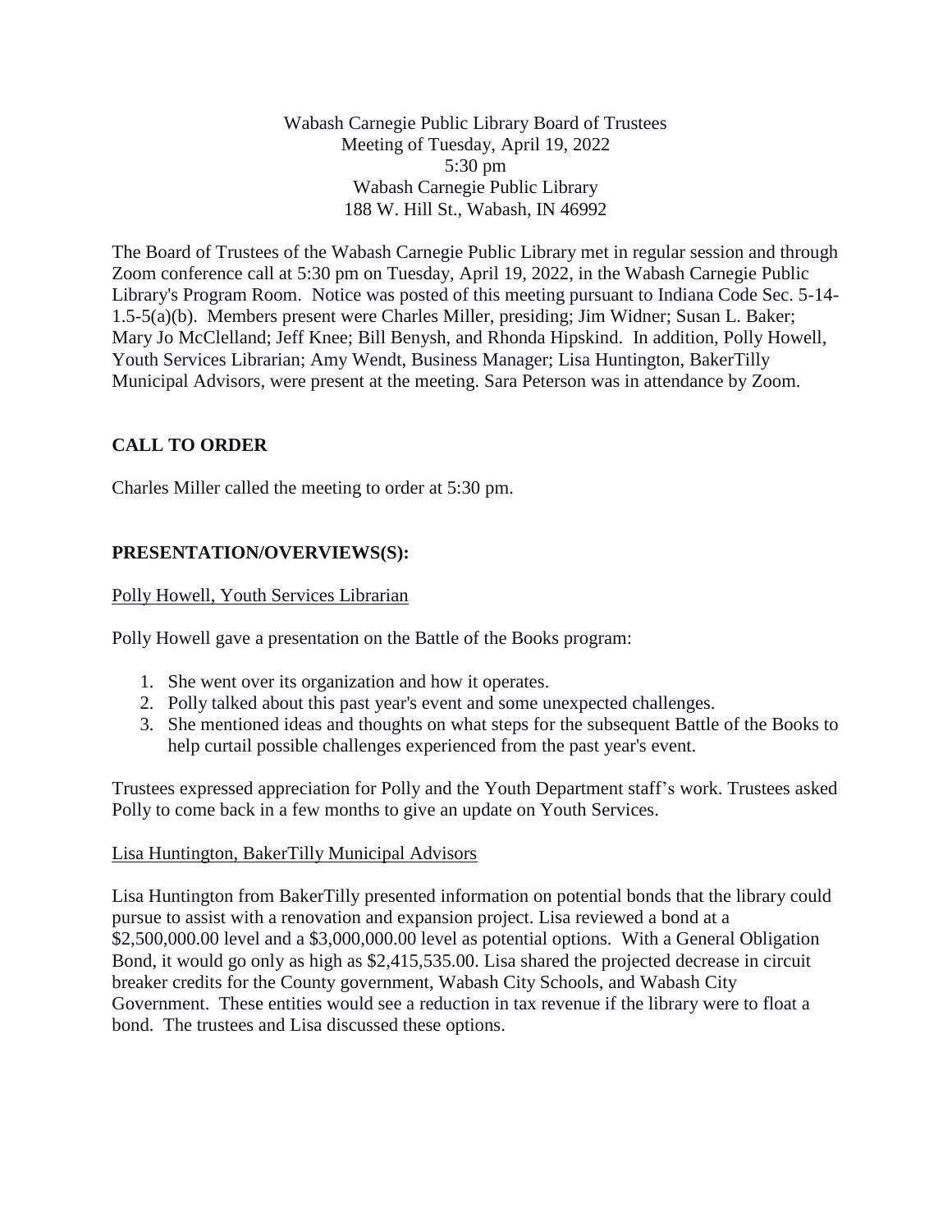Wabash Carnegie Public Library Board of Trustees
Meeting of Tuesday, April 19, 2022
5:30 pm
Wabash Carnegie Public Library
188 W. Hill St., Wabash, IN 46992

The Board of Trustees of the Wabash Carnegie Public Library met in regular session and through Zoom conference call at 5:30 pm on Tuesday, April 19, 2022, in the Wabash Carnegie Public Library's Program Room. Notice was posted of this meeting pursuant to Indiana Code Sec. 5-14-1.5-5(a)(b). Members present were Charles Miller, presiding; Jim Widner; Susan L. Baker; Mary Jo McClelland; Jeff Knee; Bill Benysh, and Rhonda Hipskind. In addition, Polly Howell, Youth Services Librarian; Amy Wendt, Business Manager; Lisa Huntington, BakerTilly Municipal Advisors, were present at the meeting. Sara Peterson was in attendance by Zoom.

## CALL TO ORDER

Charles Miller called the meeting to order at 5:30 pm.

## PRESENTATION/OVERVIEWS(S):

Polly Howell, Youth Services Librarian

Polly Howell gave a presentation on the Battle of the Books program:

1. She went over its organization and how it operates.
2. Polly talked about this past year's event and some unexpected challenges.
3. She mentioned ideas and thoughts on what steps for the subsequent Battle of the Books to help curtail possible challenges experienced from the past year's event.

Trustees expressed appreciation for Polly and the Youth Department staff's work. Trustees asked Polly to come back in a few months to give an update on Youth Services.

Lisa Huntington, BakerTilly Municipal Advisors

Lisa Huntington from BakerTilly presented information on potential bonds that the library could pursue to assist with a renovation and expansion project. Lisa reviewed a bond at a $2,500,000.00 level and a $3,000,000.00 level as potential options. With a General Obligation Bond, it would go only as high as $2,415,535.00. Lisa shared the projected decrease in circuit breaker credits for the County government, Wabash City Schools, and Wabash City Government. These entities would see a reduction in tax revenue if the library were to float a bond. The trustees and Lisa discussed these options.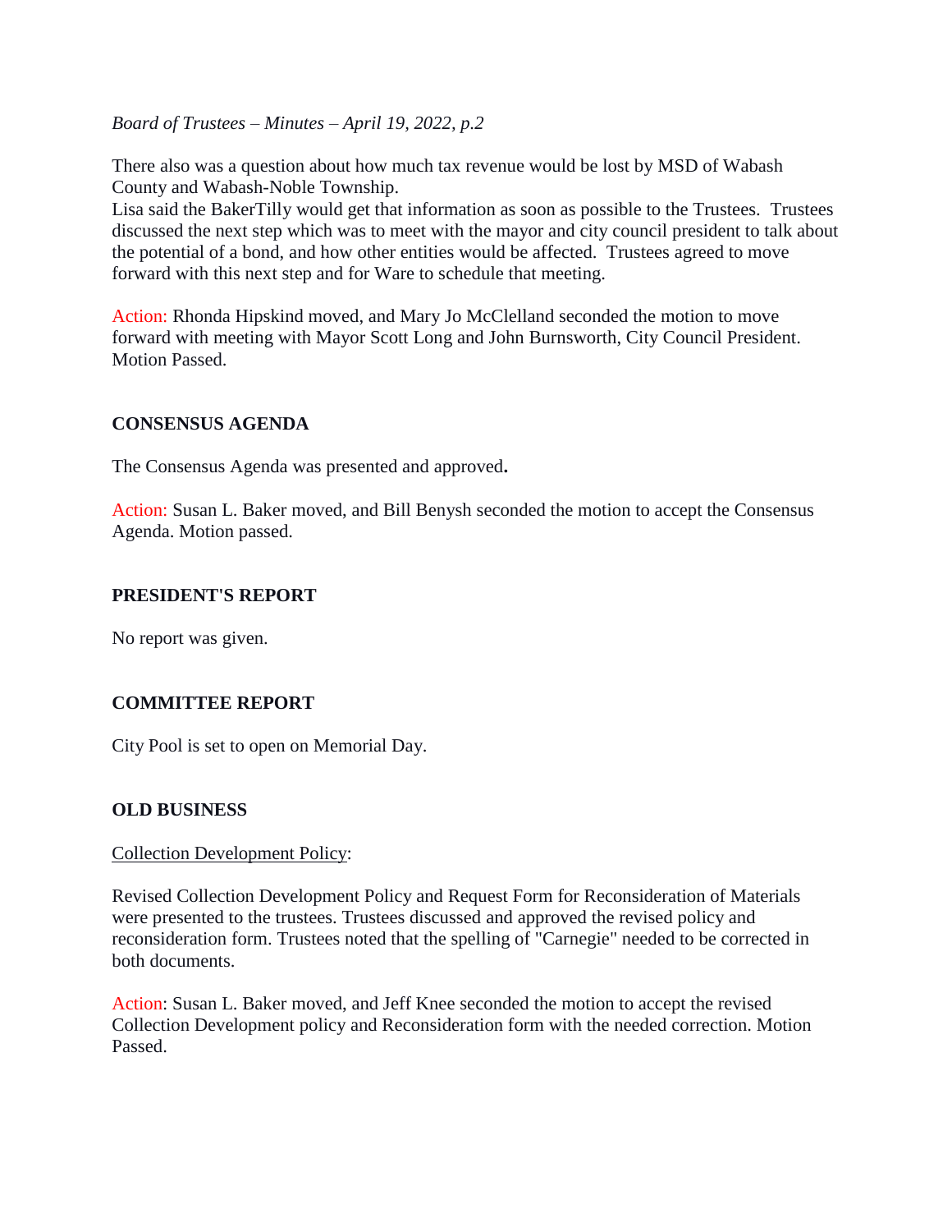There also was a question about how much tax revenue would be lost by MSD of Wabash County and Wabash-Noble Township.
Lisa said the BakerTilly would get that information as soon as possible to the Trustees. Trustees discussed the next step which was to meet with the mayor and city council president to talk about the potential of a bond, and how other entities would be affected. Trustees agreed to move forward with this next step and for Ware to schedule that meeting.

Action: Rhonda Hipskind moved, and Mary Jo McClelland seconded the motion to move forward with meeting with Mayor Scott Long and John Burnsworth, City Council President. Motion Passed.

## CONSENSUS AGENDA

The Consensus Agenda was presented and approved**.**

Action: Susan L. Baker moved, and Bill Benysh seconded the motion to accept the Consensus Agenda. Motion passed.

## PRESIDENT'S REPORT

No report was given.

## COMMITTEE REPORT

City Pool is set to open on Memorial Day.

## OLD BUSINESS

Collection Development Policy:

Revised Collection Development Policy and Request Form for Reconsideration of Materials were presented to the trustees. Trustees discussed and approved the revised policy and reconsideration form. Trustees noted that the spelling of "Carnegie" needed to be corrected in both documents.

Action: Susan L. Baker moved, and Jeff Knee seconded the motion to accept the revised Collection Development policy and Reconsideration form with the needed correction. Motion Passed.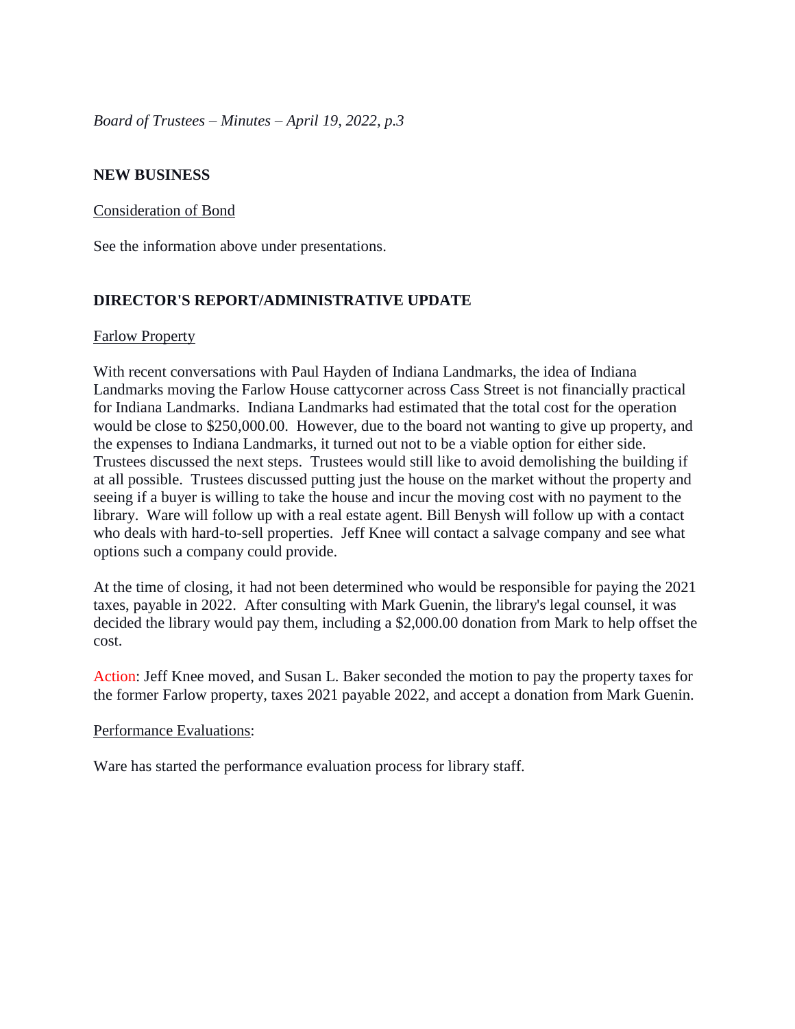## NEW BUSINESS

Consideration of Bond

See the information above under presentations.

## DIRECTOR'S REPORT/ADMINISTRATIVE UPDATE

Farlow Property

With recent conversations with Paul Hayden of Indiana Landmarks, the idea of Indiana Landmarks moving the Farlow House cattycorner across Cass Street is not financially practical for Indiana Landmarks. Indiana Landmarks had estimated that the total cost for the operation would be close to $250,000.00. However, due to the board not wanting to give up property, and the expenses to Indiana Landmarks, it turned out not to be a viable option for either side. Trustees discussed the next steps. Trustees would still like to avoid demolishing the building if at all possible. Trustees discussed putting just the house on the market without the property and seeing if a buyer is willing to take the house and incur the moving cost with no payment to the library. Ware will follow up with a real estate agent. Bill Benysh will follow up with a contact who deals with hard-to-sell properties. Jeff Knee will contact a salvage company and see what options such a company could provide.

At the time of closing, it had not been determined who would be responsible for paying the 2021 taxes, payable in 2022. After consulting with Mark Guenin, the library's legal counsel, it was decided the library would pay them, including a $2,000.00 donation from Mark to help offset the cost.

Action: Jeff Knee moved, and Susan L. Baker seconded the motion to pay the property taxes for the former Farlow property, taxes 2021 payable 2022, and accept a donation from Mark Guenin.

Performance Evaluations:

Ware has started the performance evaluation process for library staff.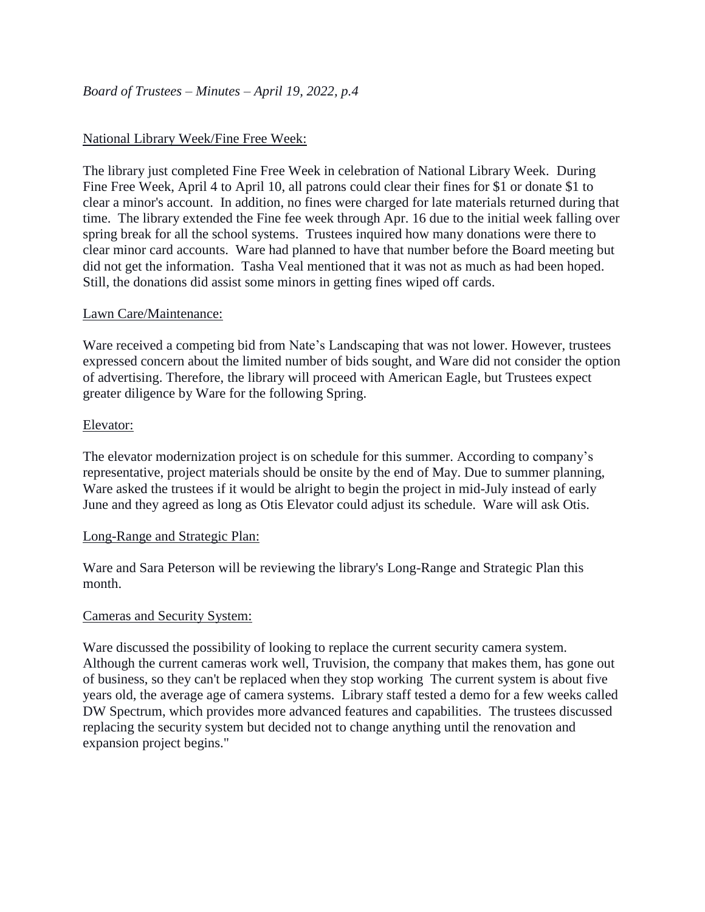National Library Week/Fine Free Week:

The library just completed Fine Free Week in celebration of National Library Week. During Fine Free Week, April 4 to April 10, all patrons could clear their fines for $1 or donate $1 to clear a minor's account. In addition, no fines were charged for late materials returned during that time. The library extended the Fine fee week through Apr. 16 due to the initial week falling over spring break for all the school systems. Trustees inquired how many donations were there to clear minor card accounts. Ware had planned to have that number before the Board meeting but did not get the information. Tasha Veal mentioned that it was not as much as had been hoped. Still, the donations did assist some minors in getting fines wiped off cards.

Lawn Care/Maintenance:

Ware received a competing bid from Nate's Landscaping that was not lower. However, trustees expressed concern about the limited number of bids sought, and Ware did not consider the option of advertising. Therefore, the library will proceed with American Eagle, but Trustees expect greater diligence by Ware for the following Spring.

Elevator:

The elevator modernization project is on schedule for this summer. According to company's representative, project materials should be onsite by the end of May. Due to summer planning, Ware asked the trustees if it would be alright to begin the project in mid-July instead of early June and they agreed as long as Otis Elevator could adjust its schedule. Ware will ask Otis.

Long-Range and Strategic Plan:

Ware and Sara Peterson will be reviewing the library's Long-Range and Strategic Plan this month.

Cameras and Security System:

Ware discussed the possibility of looking to replace the current security camera system. Although the current cameras work well, Truvision, the company that makes them, has gone out of business, so they can't be replaced when they stop working The current system is about five years old, the average age of camera systems. Library staff tested a demo for a few weeks called DW Spectrum, which provides more advanced features and capabilities. The trustees discussed replacing the security system but decided not to change anything until the renovation and expansion project begins."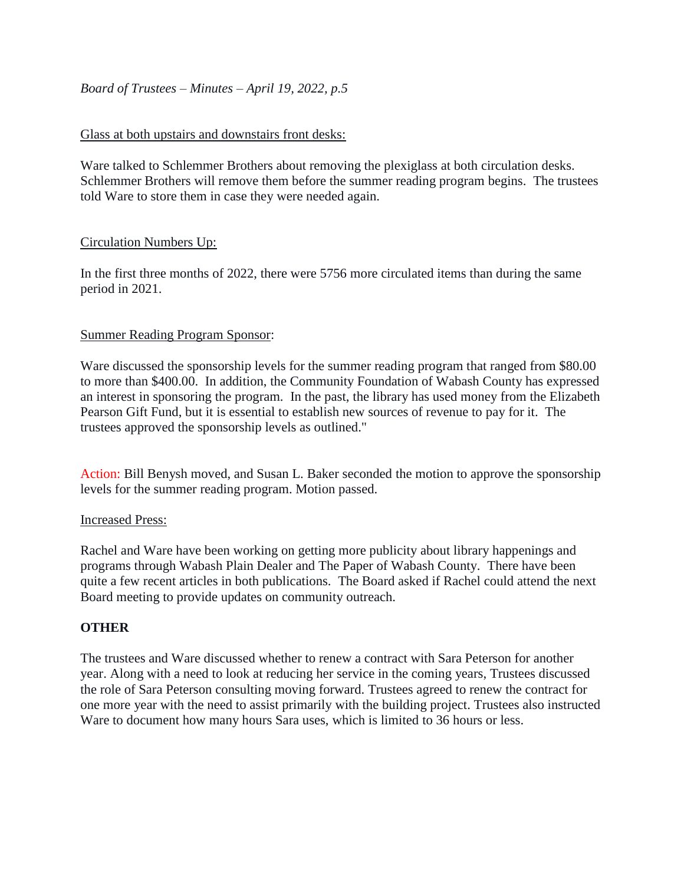Glass at both upstairs and downstairs front desks:

Ware talked to Schlemmer Brothers about removing the plexiglass at both circulation desks. Schlemmer Brothers will remove them before the summer reading program begins. The trustees told Ware to store them in case they were needed again.

Circulation Numbers Up:

In the first three months of 2022, there were 5756 more circulated items than during the same period in 2021.

Summer Reading Program Sponsor:

Ware discussed the sponsorship levels for the summer reading program that ranged from $80.00 to more than $400.00. In addition, the Community Foundation of Wabash County has expressed an interest in sponsoring the program. In the past, the library has used money from the Elizabeth Pearson Gift Fund, but it is essential to establish new sources of revenue to pay for it. The trustees approved the sponsorship levels as outlined."

Action: Bill Benysh moved, and Susan L. Baker seconded the motion to approve the sponsorship levels for the summer reading program. Motion passed.

Increased Press:

Rachel and Ware have been working on getting more publicity about library happenings and programs through Wabash Plain Dealer and The Paper of Wabash County. There have been quite a few recent articles in both publications. The Board asked if Rachel could attend the next Board meeting to provide updates on community outreach.

**OTHER**

The trustees and Ware discussed whether to renew a contract with Sara Peterson for another year. Along with a need to look at reducing her service in the coming years, Trustees discussed the role of Sara Peterson consulting moving forward. Trustees agreed to renew the contract for one more year with the need to assist primarily with the building project. Trustees also instructed Ware to document how many hours Sara uses, which is limited to 36 hours or less.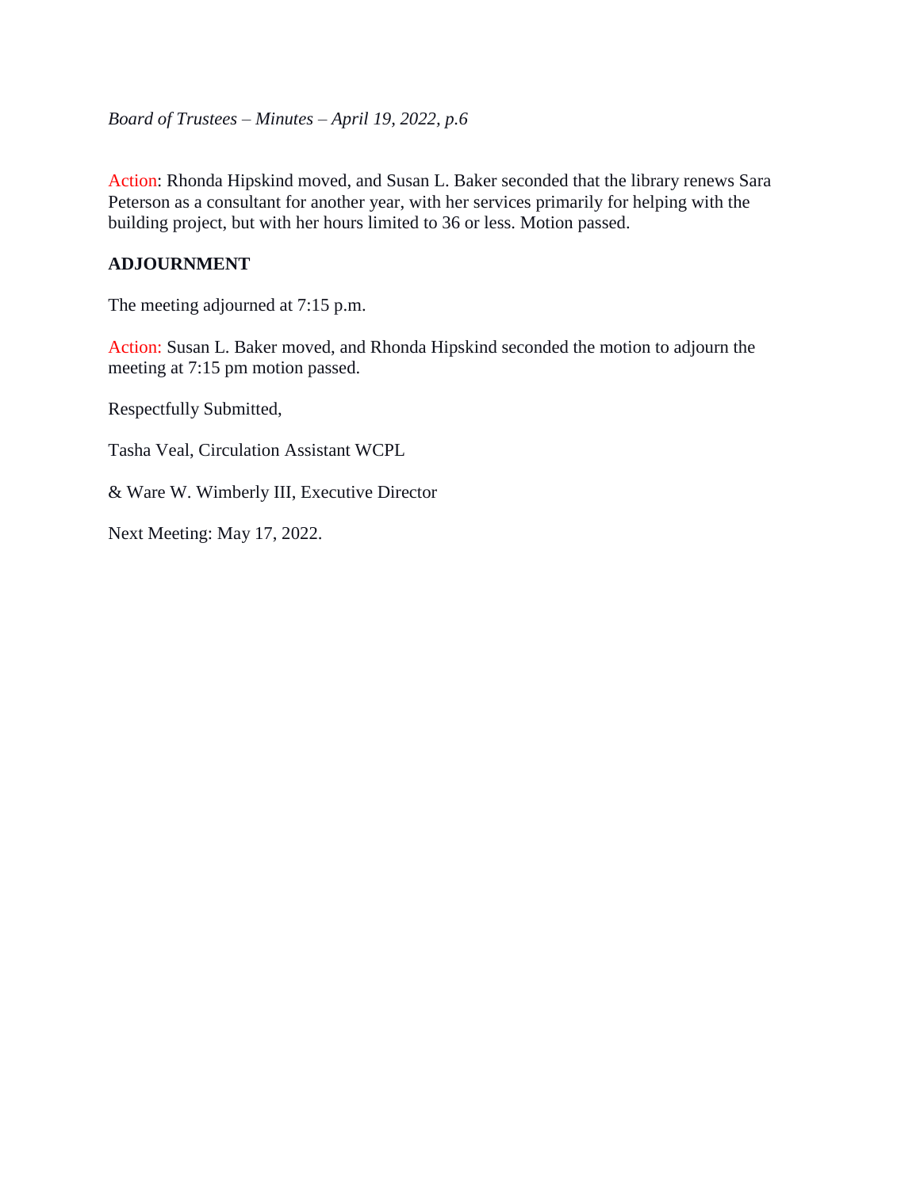Action: Rhonda Hipskind moved, and Susan L. Baker seconded that the library renews Sara Peterson as a consultant for another year, with her services primarily for helping with the building project, but with her hours limited to 36 or less. Motion passed.

**ADJOURNMENT**

The meeting adjourned at 7:15 p.m.

Action: Susan L. Baker moved, and Rhonda Hipskind seconded the motion to adjourn the meeting at 7:15 pm motion passed.

Respectfully Submitted,

Tasha Veal, Circulation Assistant WCPL

& Ware W. Wimberly III, Executive Director

Next Meeting: May 17, 2022.